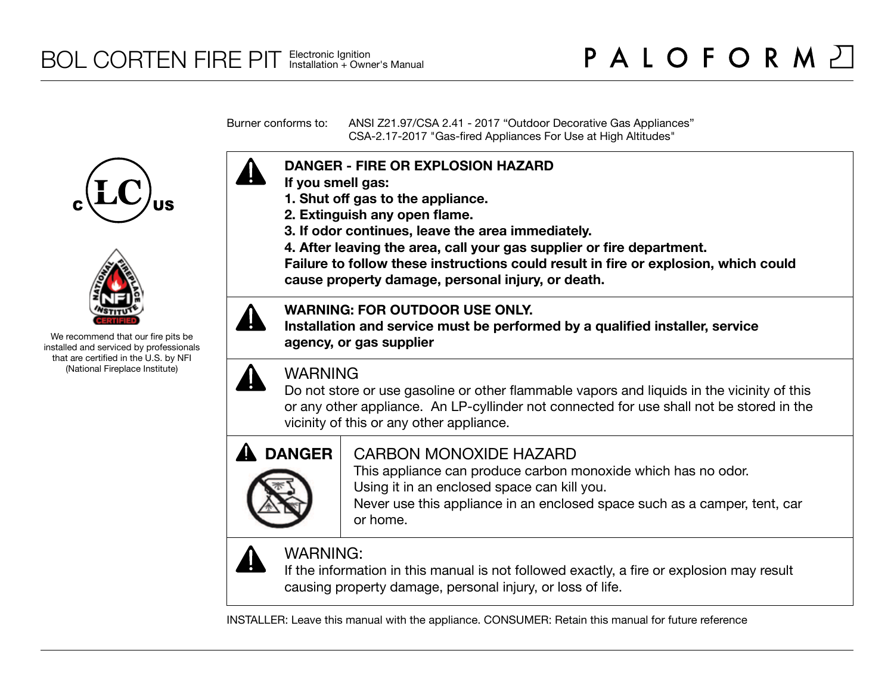# BOL CORTEN FIRE PIT

Electronic Ignition
Installation + Owner's Manual

PALOFORM

We recommend that our fire pits be installed and serviced by professionals that are certified in the U.S. by NFI (National Fireplace Institute)

Burner conforms to: ANSI Z21.97/CSA 2.41 - 2017 "Outdoor Decorative Gas Appliances"
CSA-2.17-2017 "Gas-fired Appliances For Use at High Altitudes"

**DANGER - FIRE OR EXPLOSION HAZARD**
**If you smell gas:**
**1. Shut off gas to the appliance.**
**2. Extinguish any open flame.**
**3. If odor continues, leave the area immediately.**
**4. After leaving the area, call your gas supplier or fire department.**
**Failure to follow these instructions could result in fire or explosion, which could cause property damage, personal injury, or death.**

**WARNING: FOR OUTDOOR USE ONLY.**
**Installation and service must be performed by a qualified installer, service agency, or gas supplier**

WARNING
Do not store or use gasoline or other flammable vapors and liquids in the vicinity of this or any other appliance. An LP-cyllinder not connected for use shall not be stored in the vicinity of this or any other appliance.

**DANGER**

CARBON MONOXIDE HAZARD
This appliance can produce carbon monoxide which has no odor.
Using it in an enclosed space can kill you.
Never use this appliance in an enclosed space such as a camper, tent, car or home.

WARNING:
If the information in this manual is not followed exactly, a fire or explosion may result causing property damage, personal injury, or loss of life.

INSTALLER: Leave this manual with the appliance. CONSUMER: Retain this manual for future reference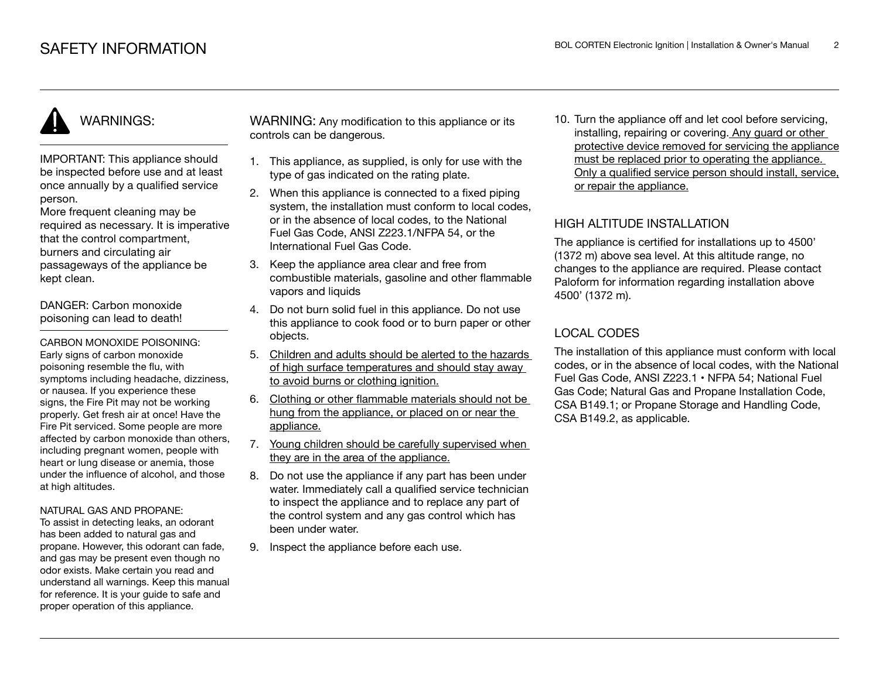# SAFETY INFORMATION

## WARNINGS:

IMPORTANT: This appliance should be inspected before use and at least once annually by a qualified service person.
More frequent cleaning may be required as necessary. It is imperative that the control compartment, burners and circulating air passageways of the appliance be kept clean.

DANGER: Carbon monoxide poisoning can lead to death!

CARBON MONOXIDE POISONING:
Early signs of carbon monoxide poisoning resemble the flu, with symptoms including headache, dizziness, or nausea. If you experience these signs, the Fire Pit may not be working properly. Get fresh air at once! Have the Fire Pit serviced. Some people are more affected by carbon monoxide than others, including pregnant women, people with heart or lung disease or anemia, those under the influence of alcohol, and those at high altitudes.

NATURAL GAS AND PROPANE:
To assist in detecting leaks, an odorant has been added to natural gas and propane. However, this odorant can fade, and gas may be present even though no odor exists. Make certain you read and understand all warnings. Keep this manual for reference. It is your guide to safe and proper operation of this appliance.

WARNING: Any modification to this appliance or its controls can be dangerous.

1. This appliance, as supplied, is only for use with the type of gas indicated on the rating plate.
2. When this appliance is connected to a fixed piping system, the installation must conform to local codes, or in the absence of local codes, to the National Fuel Gas Code, ANSI Z223.1/NFPA 54, or the International Fuel Gas Code.
3. Keep the appliance area clear and free from combustible materials, gasoline and other flammable vapors and liquids
4. Do not burn solid fuel in this appliance. Do not use this appliance to cook food or to burn paper or other objects.
5. <u>Children and adults should be alerted to the hazards of high surface temperatures and should stay away to avoid burns or clothing ignition.</u>
6. <u>Clothing or other flammable materials should not be hung from the appliance, or placed on or near the appliance.</u>
7. <u>Young children should be carefully supervised when they are in the area of the appliance.</u>
8. Do not use the appliance if any part has been under water. Immediately call a qualified service technician to inspect the appliance and to replace any part of the control system and any gas control which has been under water.
9. Inspect the appliance before each use.
10. Turn the appliance off and let cool before servicing, installing, repairing or covering. <u>Any guard or other protective device removed for servicing the appliance must be replaced prior to operating the appliance. Only a qualified service person should install, service, or repair the appliance.</u>

## HIGH ALTITUDE INSTALLATION

The appliance is certified for installations up to 4500' (1372 m) above sea level. At this altitude range, no changes to the appliance are required. Please contact Paloform for information regarding installation above 4500' (1372 m).

## LOCAL CODES

The installation of this appliance must conform with local codes, or in the absence of local codes, with the National Fuel Gas Code, ANSI Z223.1 • NFPA 54; National Fuel Gas Code; Natural Gas and Propane Installation Code, CSA B149.1; or Propane Storage and Handling Code, CSA B149.2, as applicable.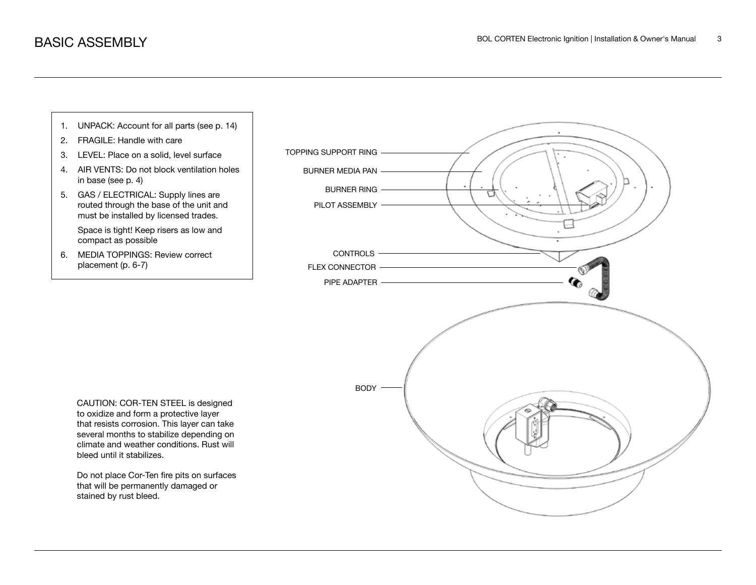# BASIC ASSEMBLY

1. UNPACK: Account for all parts (see p. 14)
2. FRAGILE: Handle with care
3. LEVEL: Place on a solid, level surface
4. AIR VENTS: Do not block ventilation holes in base (see p. 4)
5. GAS / ELECTRICAL: Supply lines are routed through the base of the unit and must be installed by licensed trades.

   Space is tight! Keep risers as low and compact as possible
6. MEDIA TOPPINGS: Review correct placement (p. 6-7)

TOPPING SUPPORT RING

BURNER MEDIA PAN

BURNER RING

PILOT ASSEMBLY

CONTROLS

FLEX CONNECTOR

PIPE ADAPTER

BODY

CAUTION: COR-TEN STEEL is designed to oxidize and form a protective layer that resists corrosion. This layer can take several months to stabilize depending on climate and weather conditions. Rust will bleed until it stabilizes.

Do not place Cor-Ten fire pits on surfaces that will be permanently damaged or stained by rust bleed.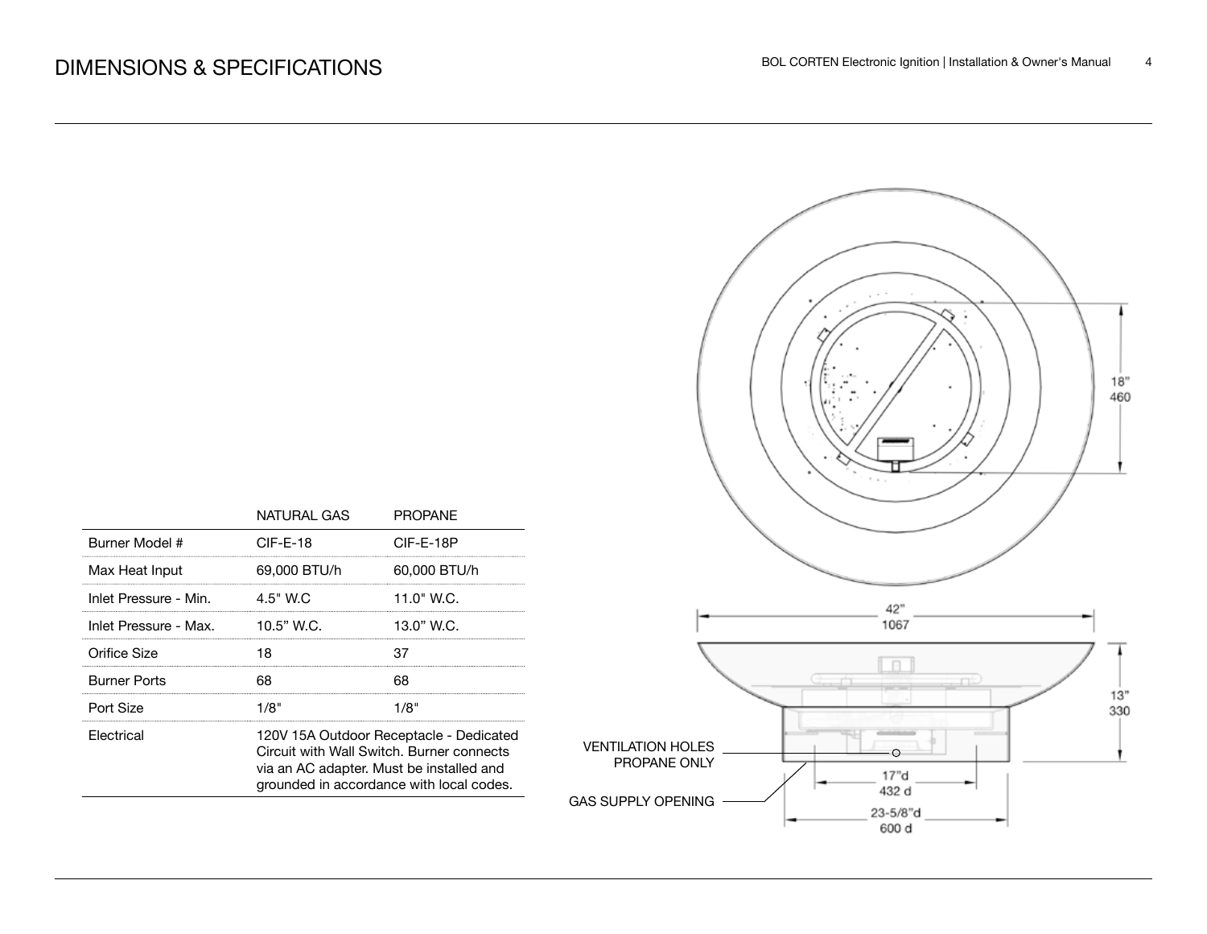# DIMENSIONS & SPECIFICATIONS

| | NATURAL GAS | PROPANE |
|---|---|---|
| Burner Model # | CIF-E-18 | CIF-E-18P |
| Max Heat Input | 69,000 BTU/h | 60,000 BTU/h |
| Inlet Pressure - Min. | 4.5" W.C | 11.0" W.C. |
| Inlet Pressure - Max. | 10.5" W.C. | 13.0" W.C. |
| Orifice Size | 18 | 37 |
| Burner Ports | 68 | 68 |
| Port Size | 1/8" | 1/8" |
| Electrical | 120V 15A Outdoor Receptacle - Dedicated Circuit with Wall Switch. Burner connects via an AC adapter. Must be installed and grounded in accordance with local codes. | |

18"
460

42"
1067

13"
330

VENTILATION HOLES
PROPANE ONLY

GAS SUPPLY OPENING

17"d
432 d

23-5/8"d
600 d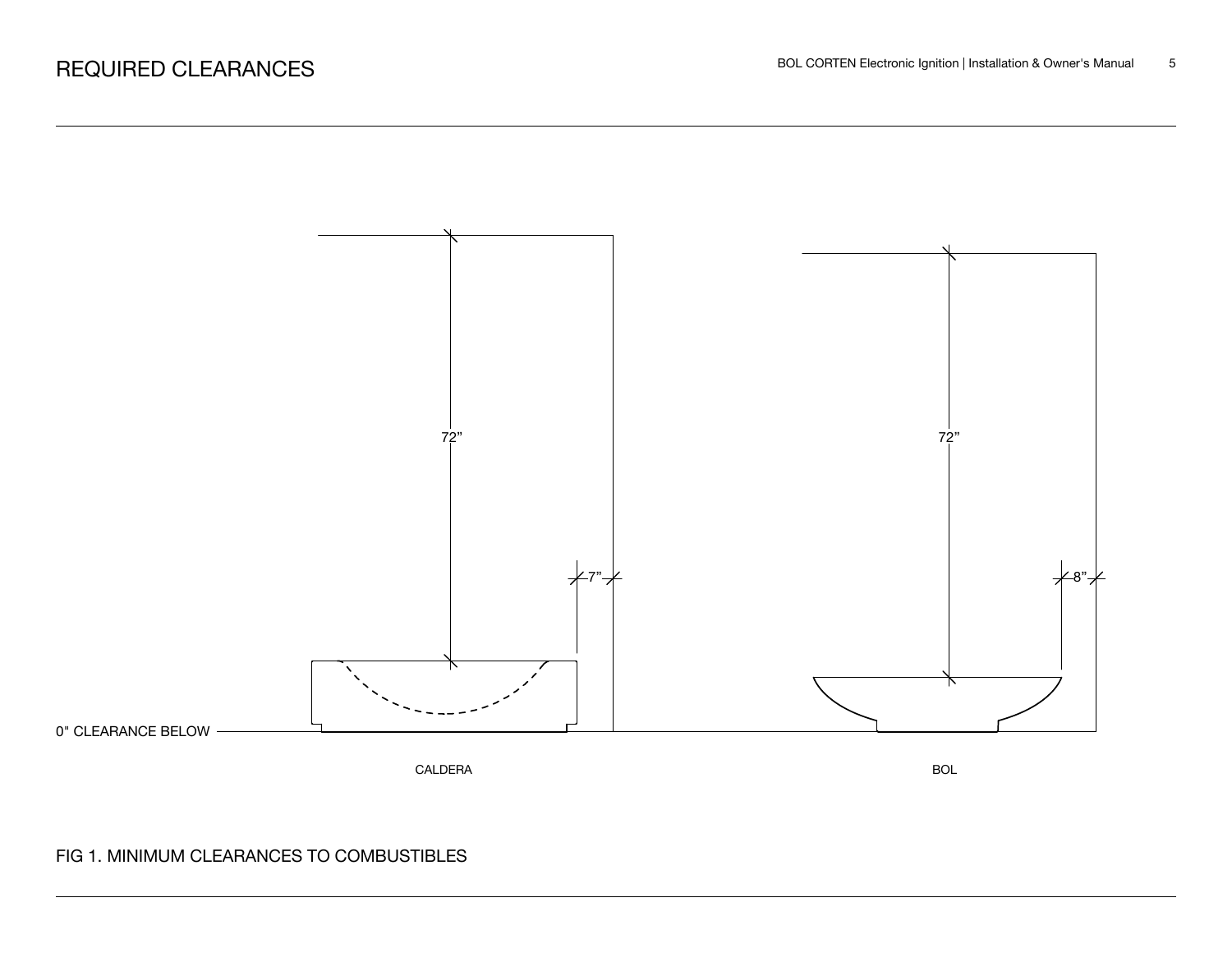# REQUIRED CLEARANCES

72”

72”

7”

8”

0" CLEARANCE BELOW

CALDERA

BOL

FIG 1. MINIMUM CLEARANCES TO COMBUSTIBLES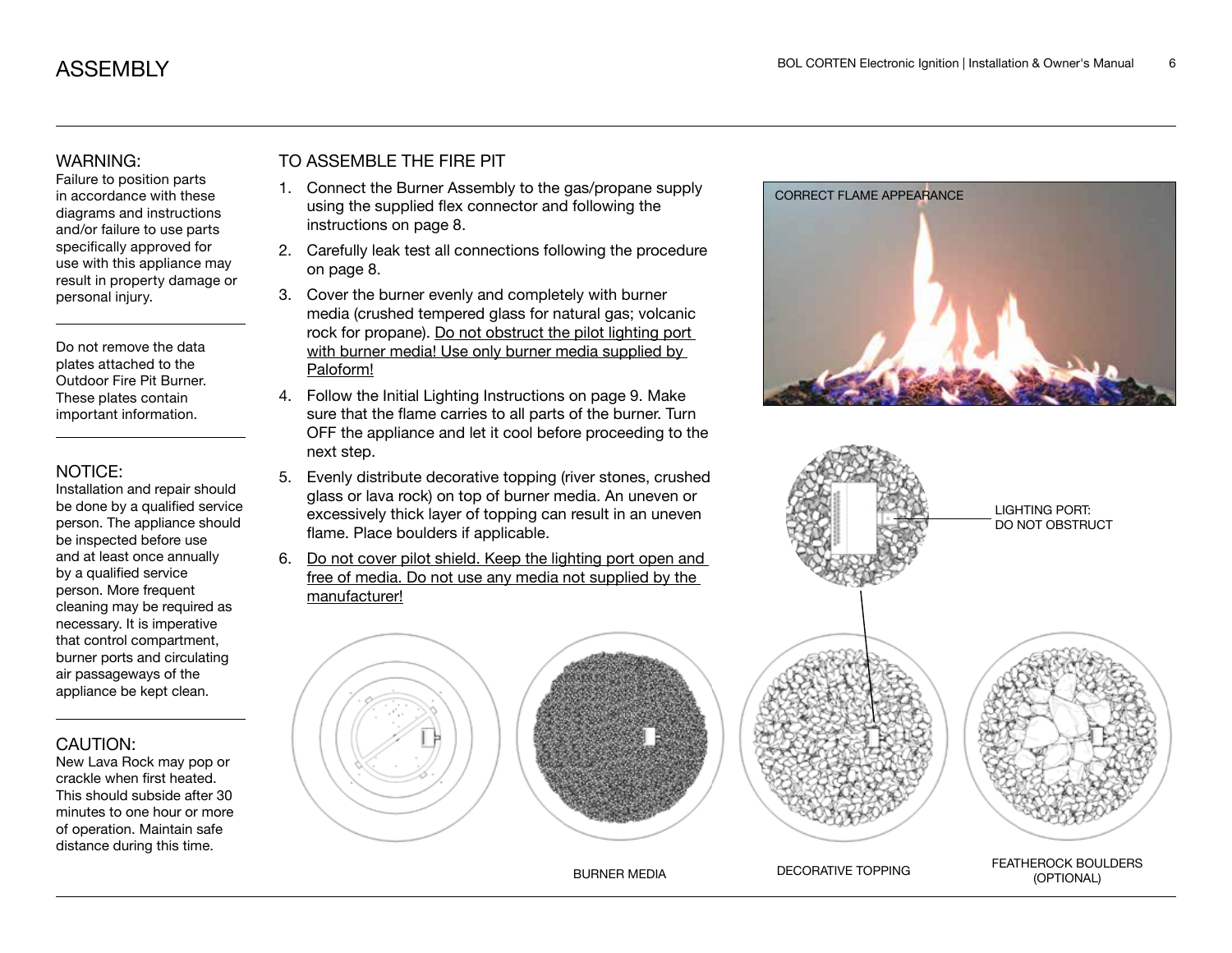# ASSEMBLY

### WARNING:

Failure to position parts in accordance with these diagrams and instructions and/or failure to use parts specifically approved for use with this appliance may result in property damage or personal injury.

---

Do not remove the data plates attached to the Outdoor Fire Pit Burner. These plates contain important information.

---

### NOTICE:

Installation and repair should be done by a qualified service person. The appliance should be inspected before use and at least once annually by a qualified service person. More frequent cleaning may be required as necessary. It is imperative that control compartment, burner ports and circulating air passageways of the appliance be kept clean.

---

### CAUTION:

New Lava Rock may pop or crackle when first heated. This should subside after 30 minutes to one hour or more of operation. Maintain safe distance during this time.

## TO ASSEMBLE THE FIRE PIT

1. Connect the Burner Assembly to the gas/propane supply using the supplied flex connector and following the instructions on page 8.
2. Carefully leak test all connections following the procedure on page 8.
3. Cover the burner evenly and completely with burner media (crushed tempered glass for natural gas; volcanic rock for propane). Do not obstruct the pilot lighting port with burner media! Use only burner media supplied by Paloform!
4. Follow the Initial Lighting Instructions on page 9. Make sure that the flame carries to all parts of the burner. Turn OFF the appliance and let it cool before proceeding to the next step.
5. Evenly distribute decorative topping (river stones, crushed glass or lava rock) on top of burner media. An uneven or excessively thick layer of topping can result in an uneven flame. Place boulders if applicable.
6. Do not cover pilot shield. Keep the lighting port open and free of media. Do not use any media not supplied by the manufacturer!

CORRECT FLAME APPEARANCE

LIGHTING PORT: DO NOT OBSTRUCT

BURNER MEDIA

DECORATIVE TOPPING

FEATHEROCK BOULDERS (OPTIONAL)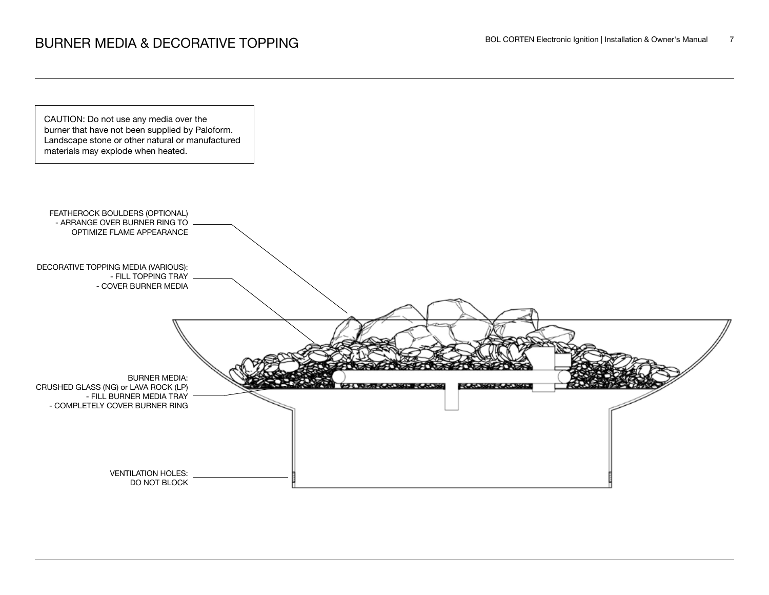# BURNER MEDIA & DECORATIVE TOPPING

CAUTION: Do not use any media over the burner that have not been supplied by Paloform. Landscape stone or other natural or manufactured materials may explode when heated.

FEATHEROCK BOULDERS (OPTIONAL)
- ARRANGE OVER BURNER RING TO OPTIMIZE FLAME APPEARANCE

DECORATIVE TOPPING MEDIA (VARIOUS):
- FILL TOPPING TRAY
- COVER BURNER MEDIA

BURNER MEDIA:
CRUSHED GLASS (NG) or LAVA ROCK (LP)
- FILL BURNER MEDIA TRAY
- COMPLETELY COVER BURNER RING

VENTILATION HOLES:
DO NOT BLOCK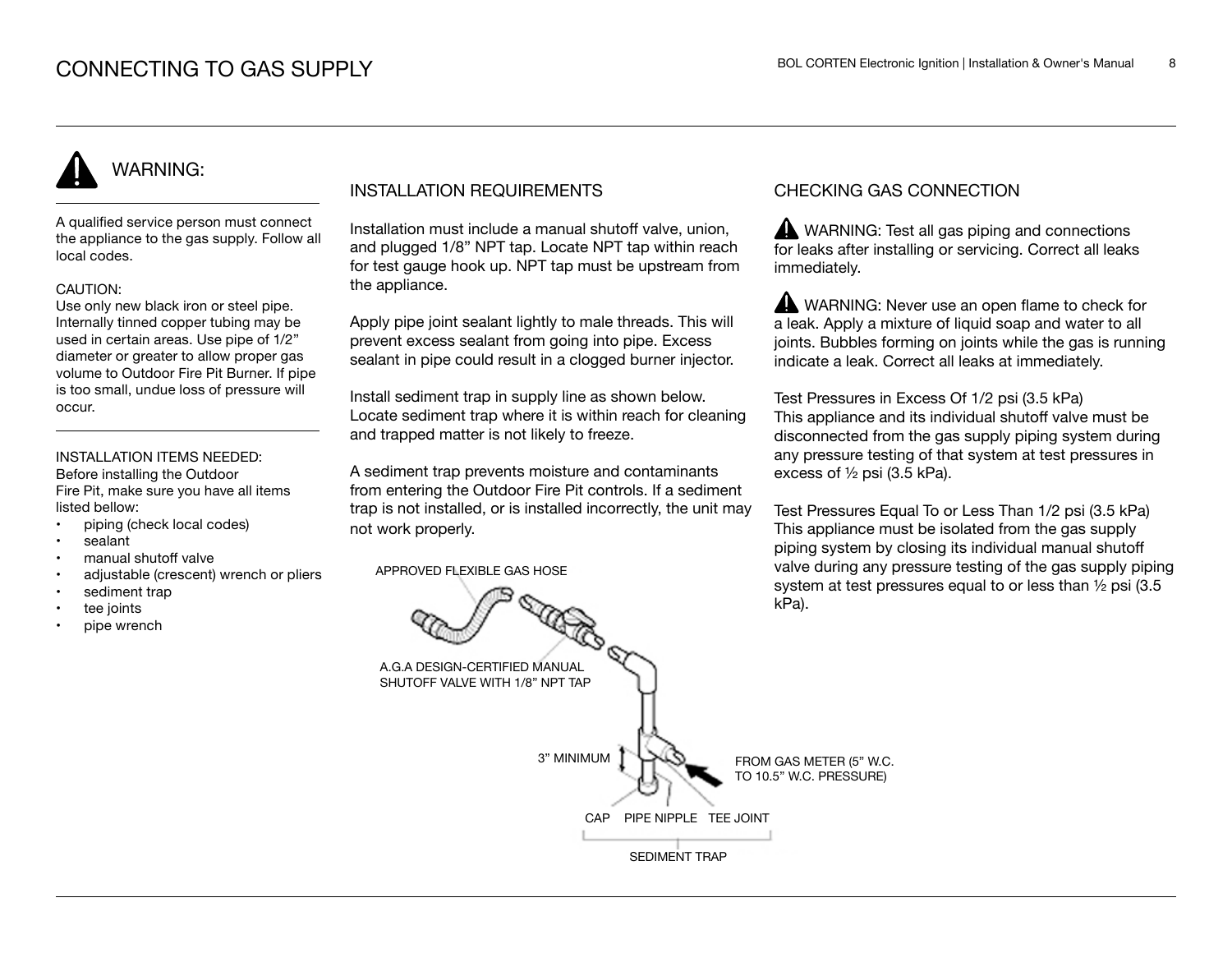# CONNECTING TO GAS SUPPLY

## WARNING:

A qualified service person must connect the appliance to the gas supply. Follow all local codes.

CAUTION:
Use only new black iron or steel pipe. Internally tinned copper tubing may be used in certain areas. Use pipe of 1/2" diameter or greater to allow proper gas volume to Outdoor Fire Pit Burner. If pipe is too small, undue loss of pressure will occur.

INSTALLATION ITEMS NEEDED:
Before installing the Outdoor Fire Pit, make sure you have all items listed bellow:

- piping (check local codes)
- sealant
- manual shutoff valve
- adjustable (crescent) wrench or pliers
- sediment trap
- tee joints
- pipe wrench

## INSTALLATION REQUIREMENTS

Installation must include a manual shutoff valve, union, and plugged 1/8" NPT tap. Locate NPT tap within reach for test gauge hook up. NPT tap must be upstream from the appliance.

Apply pipe joint sealant lightly to male threads. This will prevent excess sealant from going into pipe. Excess sealant in pipe could result in a clogged burner injector.

Install sediment trap in supply line as shown below. Locate sediment trap where it is within reach for cleaning and trapped matter is not likely to freeze.

A sediment trap prevents moisture and contaminants from entering the Outdoor Fire Pit controls. If a sediment trap is not installed, or is installed incorrectly, the unit may not work properly.

APPROVED FLEXIBLE GAS HOSE

A.G.A DESIGN-CERTIFIED MANUAL SHUTOFF VALVE WITH 1/8" NPT TAP

3" MINIMUM

FROM GAS METER (5" W.C. TO 10.5" W.C. PRESSURE)

CAP PIPE NIPPLE TEE JOINT

SEDIMENT TRAP

## CHECKING GAS CONNECTION

WARNING: Test all gas piping and connections for leaks after installing or servicing. Correct all leaks immediately.

WARNING: Never use an open flame to check for a leak. Apply a mixture of liquid soap and water to all joints. Bubbles forming on joints while the gas is running indicate a leak. Correct all leaks at immediately.

Test Pressures in Excess Of 1/2 psi (3.5 kPa)
This appliance and its individual shutoff valve must be disconnected from the gas supply piping system during any pressure testing of that system at test pressures in excess of ½ psi (3.5 kPa).

Test Pressures Equal To or Less Than 1/2 psi (3.5 kPa)
This appliance must be isolated from the gas supply piping system by closing its individual manual shutoff valve during any pressure testing of the gas supply piping system at test pressures equal to or less than ½ psi (3.5 kPa).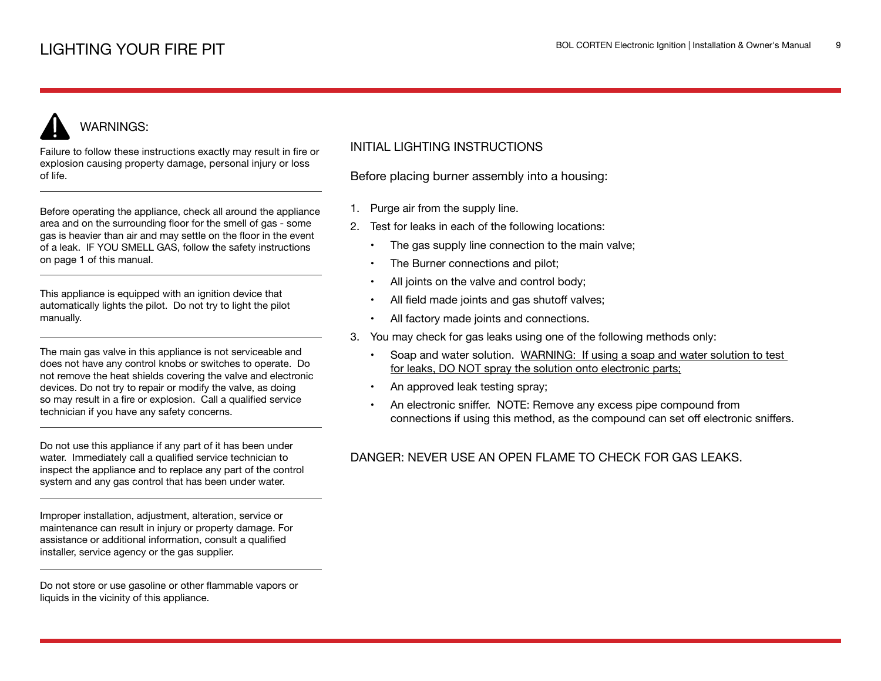# LIGHTING YOUR FIRE PIT

## WARNINGS:

Failure to follow these instructions exactly may result in fire or explosion causing property damage, personal injury or loss of life.

---

Before operating the appliance, check all around the appliance area and on the surrounding floor for the smell of gas - some gas is heavier than air and may settle on the floor in the event of a leak.  IF YOU SMELL GAS, follow the safety instructions on page 1 of this manual.

---

This appliance is equipped with an ignition device that automatically lights the pilot.  Do not try to light the pilot manually.

---

The main gas valve in this appliance is not serviceable and does not have any control knobs or switches to operate.  Do not remove the heat shields covering the valve and electronic devices. Do not try to repair or modify the valve, as doing so may result in a fire or explosion.  Call a qualified service technician if you have any safety concerns.

---

Do not use this appliance if any part of it has been under water.  Immediately call a qualified service technician to inspect the appliance and to replace any part of the control system and any gas control that has been under water.

---

Improper installation, adjustment, alteration, service or maintenance can result in injury or property damage. For assistance or additional information, consult a qualified installer, service agency or the gas supplier.

---

Do not store or use gasoline or other flammable vapors or liquids in the vicinity of this appliance.

## INITIAL LIGHTING INSTRUCTIONS

Before placing burner assembly into a housing:

1. Purge air from the supply line.
2. Test for leaks in each of the following locations:
   - The gas supply line connection to the main valve;
   - The Burner connections and pilot;
   - All joints on the valve and control body;
   - All field made joints and gas shutoff valves;
   - All factory made joints and connections.
3. You may check for gas leaks using one of the following methods only:
   - Soap and water solution.  <u>WARNING:  If using a soap and water solution to test for leaks, DO NOT spray the solution onto electronic parts;</u>
   - An approved leak testing spray;
   - An electronic sniffer.  NOTE: Remove any excess pipe compound from connections if using this method, as the compound can set off electronic sniffers.

DANGER: NEVER USE AN OPEN FLAME TO CHECK FOR GAS LEAKS.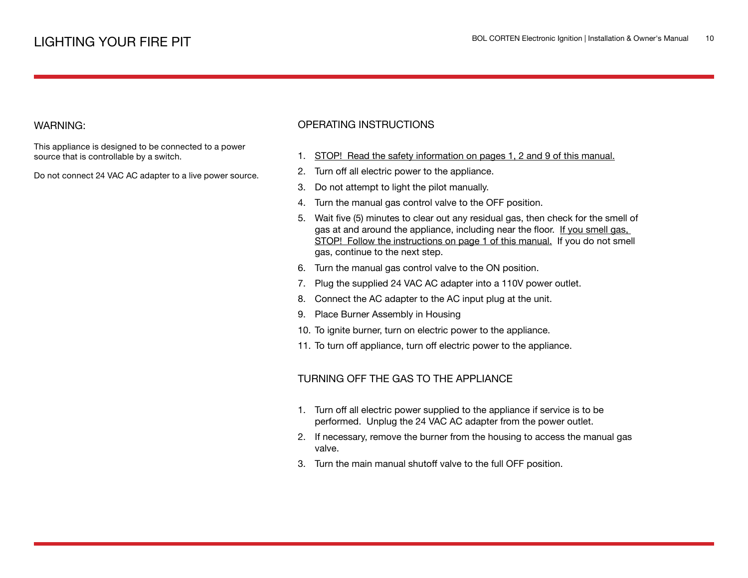# LIGHTING YOUR FIRE PIT

## WARNING:

This appliance is designed to be connected to a power source that is controllable by a switch.

Do not connect 24 VAC AC adapter to a live power source.

## OPERATING INSTRUCTIONS

1. <u>STOP! Read the safety information on pages 1, 2 and 9 of this manual.</u>
2. Turn off all electric power to the appliance.
3. Do not attempt to light the pilot manually.
4. Turn the manual gas control valve to the OFF position.
5. Wait five (5) minutes to clear out any residual gas, then check for the smell of gas at and around the appliance, including near the floor. <u>If you smell gas, STOP! Follow the instructions on page 1 of this manual.</u> If you do not smell gas, continue to the next step.
6. Turn the manual gas control valve to the ON position.
7. Plug the supplied 24 VAC AC adapter into a 110V power outlet.
8. Connect the AC adapter to the AC input plug at the unit.
9. Place Burner Assembly in Housing
10. To ignite burner, turn on electric power to the appliance.
11. To turn off appliance, turn off electric power to the appliance.

## TURNING OFF THE GAS TO THE APPLIANCE

1. Turn off all electric power supplied to the appliance if service is to be performed. Unplug the 24 VAC AC adapter from the power outlet.
2. If necessary, remove the burner from the housing to access the manual gas valve.
3. Turn the main manual shutoff valve to the full OFF position.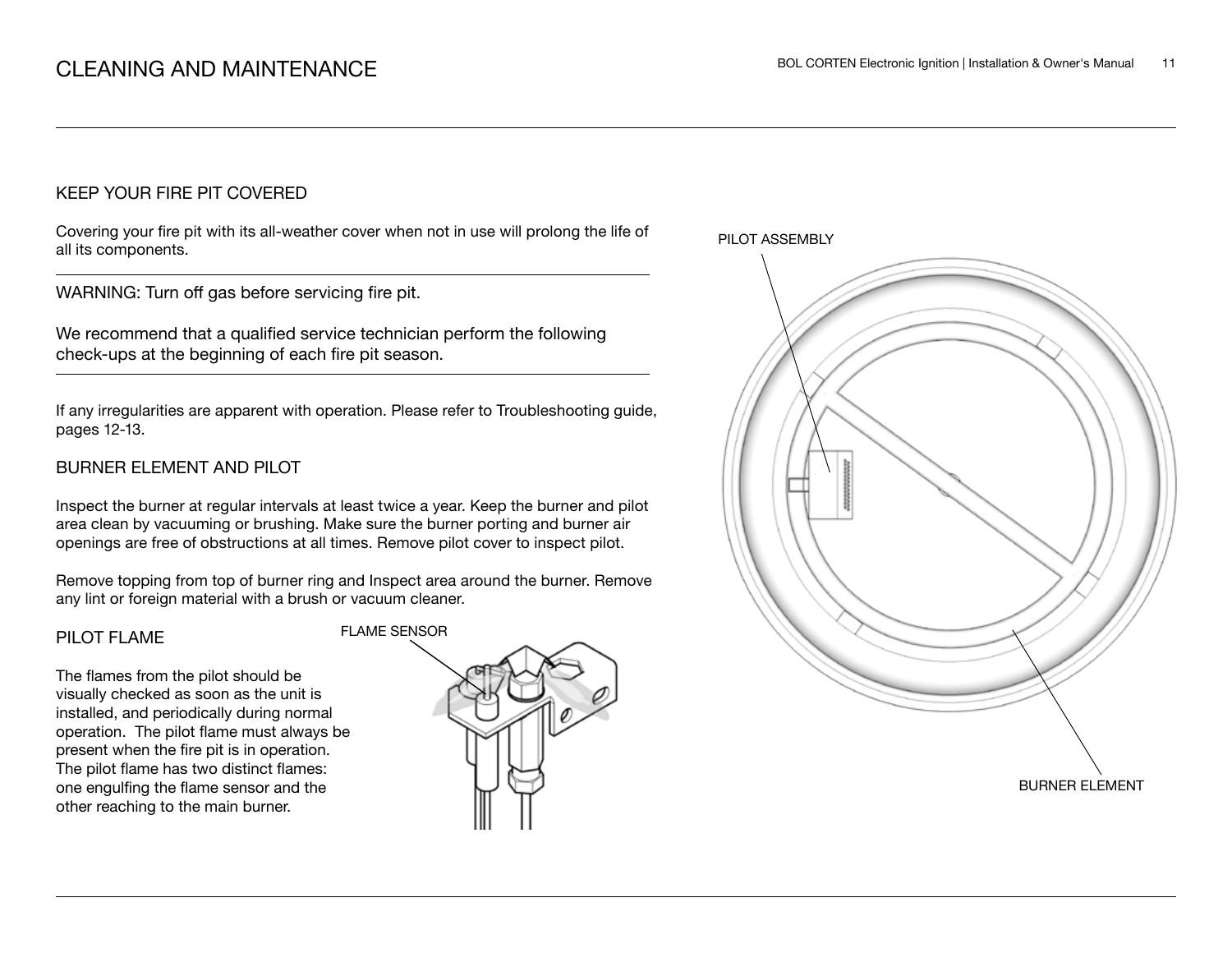# CLEANING AND MAINTENANCE

## KEEP YOUR FIRE PIT COVERED

Covering your fire pit with its all-weather cover when not in use will prolong the life of all its components.

WARNING: Turn off gas before servicing fire pit.

We recommend that a qualified service technician perform the following check-ups at the beginning of each fire pit season.

If any irregularities are apparent with operation. Please refer to Troubleshooting guide, pages 12-13.

## BURNER ELEMENT AND PILOT

Inspect the burner at regular intervals at least twice a year. Keep the burner and pilot area clean by vacuuming or brushing. Make sure the burner porting and burner air openings are free of obstructions at all times. Remove pilot cover to inspect pilot.

Remove topping from top of burner ring and Inspect area around the burner. Remove any lint or foreign material with a brush or vacuum cleaner.

## PILOT FLAME

The flames from the pilot should be visually checked as soon as the unit is installed, and periodically during normal operation. The pilot flame must always be present when the fire pit is in operation. The pilot flame has two distinct flames: one engulfing the flame sensor and the other reaching to the main burner.

FLAME SENSOR

PILOT ASSEMBLY

BURNER ELEMENT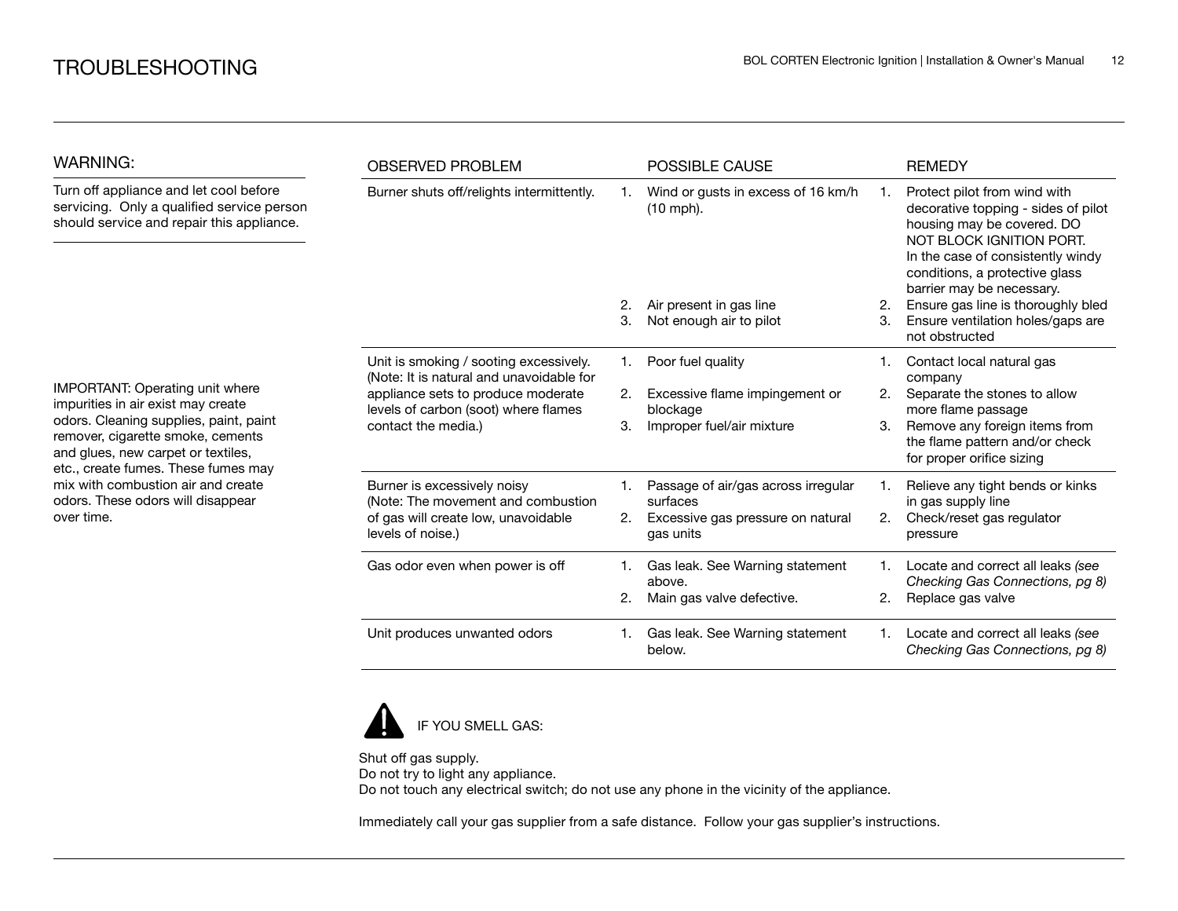# TROUBLESHOOTING

## WARNING:

Turn off appliance and let cool before servicing. Only a qualified service person should service and repair this appliance.

IMPORTANT: Operating unit where impurities in air exist may create odors. Cleaning supplies, paint, paint remover, cigarette smoke, cements and glues, new carpet or textiles, etc., create fumes. These fumes may mix with combustion air and create odors. These odors will disappear over time.

| OBSERVED PROBLEM | POSSIBLE CAUSE | REMEDY |
|---|---|---|
| Burner shuts off/relights intermittently. | 1. Wind or gusts in excess of 16 km/h (10 mph).<br>2. Air present in gas line<br>3. Not enough air to pilot | 1. Protect pilot from wind with decorative topping - sides of pilot housing may be covered. DO NOT BLOCK IGNITION PORT. In the case of consistently windy conditions, a protective glass barrier may be necessary.<br>2. Ensure gas line is thoroughly bled<br>3. Ensure ventilation holes/gaps are not obstructed |
| Unit is smoking / sooting excessively. (Note: It is natural and unavoidable for appliance sets to produce moderate levels of carbon (soot) where flames contact the media.) | 1. Poor fuel quality<br>2. Excessive flame impingement or blockage<br>3. Improper fuel/air mixture | 1. Contact local natural gas company<br>2. Separate the stones to allow more flame passage<br>3. Remove any foreign items from the flame pattern and/or check for proper orifice sizing |
| Burner is excessively noisy (Note: The movement and combustion of gas will create low, unavoidable levels of noise.) | 1. Passage of air/gas across irregular surfaces<br>2. Excessive gas pressure on natural gas units | 1. Relieve any tight bends or kinks in gas supply line<br>2. Check/reset gas regulator pressure |
| Gas odor even when power is off | 1. Gas leak. See Warning statement above.<br>2. Main gas valve defective. | 1. Locate and correct all leaks *(see Checking Gas Connections, pg 8)*<br>2. Replace gas valve |
| Unit produces unwanted odors | 1. Gas leak. See Warning statement below. | 1. Locate and correct all leaks *(see Checking Gas Connections, pg 8)* |

IF YOU SMELL GAS:

Shut off gas supply.
Do not try to light any appliance.
Do not touch any electrical switch; do not use any phone in the vicinity of the appliance.

Immediately call your gas supplier from a safe distance. Follow your gas supplier's instructions.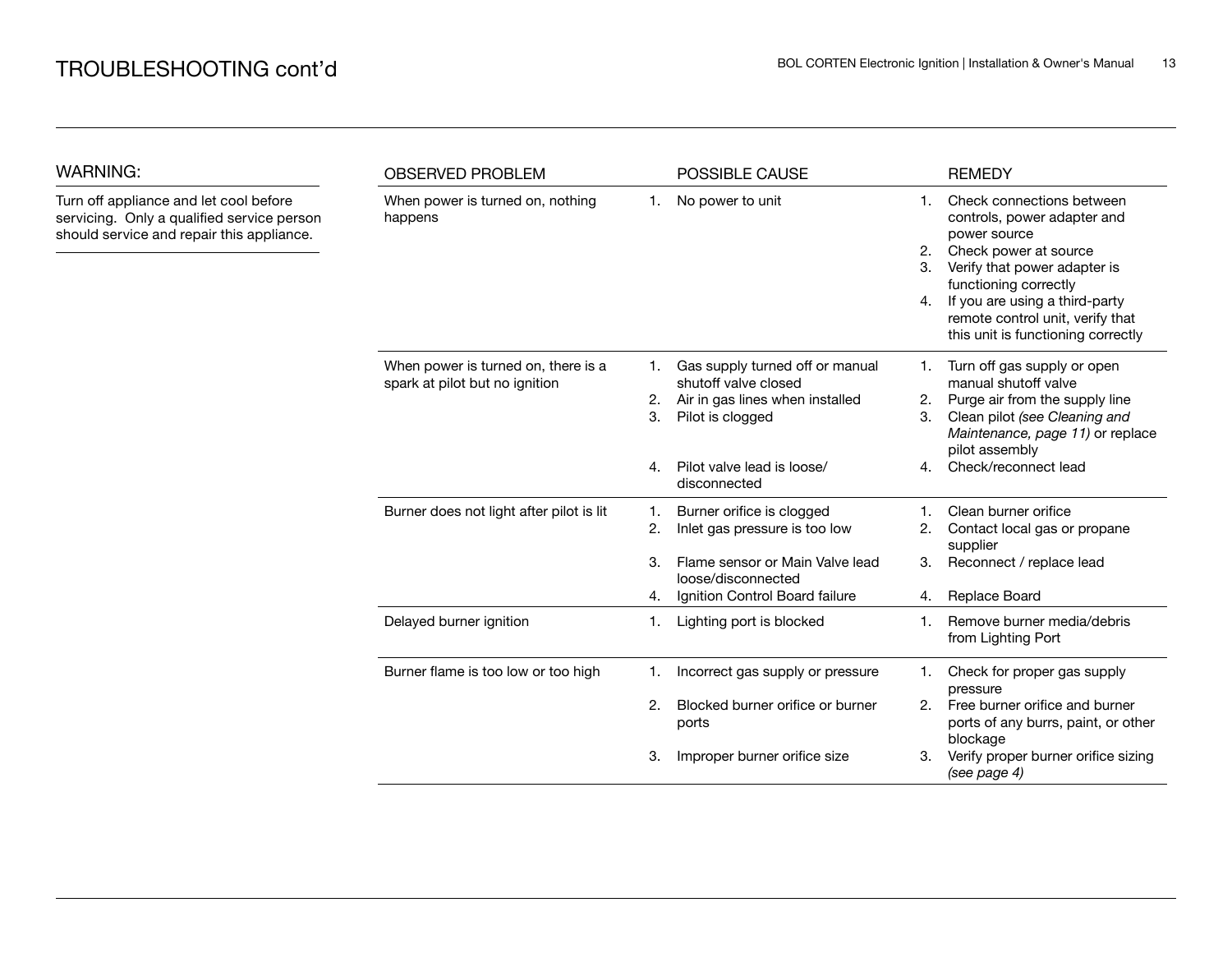# TROUBLESHOOTING cont'd

## WARNING:

Turn off appliance and let cool before servicing. Only a qualified service person should service and repair this appliance.

| OBSERVED PROBLEM | POSSIBLE CAUSE | REMEDY |
|---|---|---|
| When power is turned on, nothing happens | 1. No power to unit | 1. Check connections between controls, power adapter and power source<br>2. Check power at source<br>3. Verify that power adapter is functioning correctly<br>4. If you are using a third-party remote control unit, verify that this unit is functioning correctly |
| When power is turned on, there is a spark at pilot but no ignition | 1. Gas supply turned off or manual shutoff valve closed<br>2. Air in gas lines when installed<br>3. Pilot is clogged<br>4. Pilot valve lead is loose/ disconnected | 1. Turn off gas supply or open manual shutoff valve<br>2. Purge air from the supply line<br>3. Clean pilot *(see Cleaning and Maintenance, page 11)* or replace pilot assembly<br>4. Check/reconnect lead |
| Burner does not light after pilot is lit | 1. Burner orifice is clogged<br>2. Inlet gas pressure is too low<br>3. Flame sensor or Main Valve lead loose/disconnected<br>4. Ignition Control Board failure | 1. Clean burner orifice<br>2. Contact local gas or propane supplier<br>3. Reconnect / replace lead<br>4. Replace Board |
| Delayed burner ignition | 1. Lighting port is blocked | 1. Remove burner media/debris from Lighting Port |
| Burner flame is too low or too high | 1. Incorrect gas supply or pressure<br>2. Blocked burner orifice or burner ports<br>3. Improper burner orifice size | 1. Check for proper gas supply pressure<br>2. Free burner orifice and burner ports of any burrs, paint, or other blockage<br>3. Verify proper burner orifice sizing *(see page 4)* |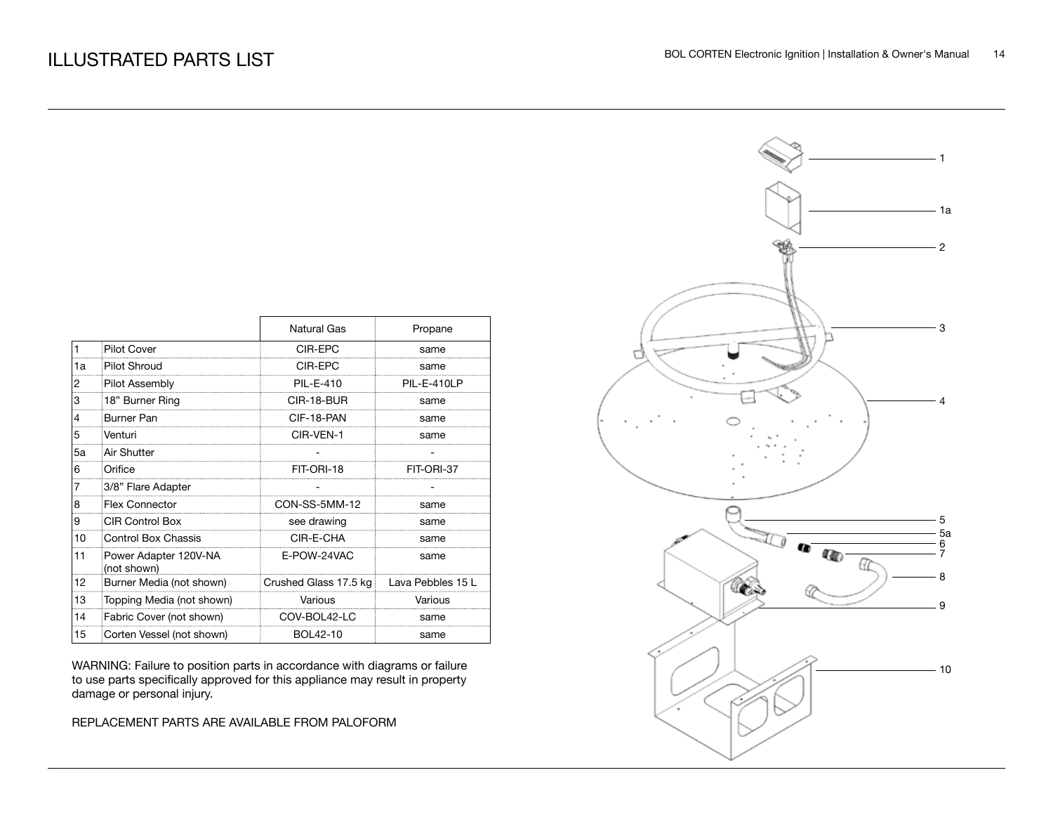# ILLUSTRATED PARTS LIST

| | | Natural Gas | Propane |
|---|---|---|---|
| 1 | Pilot Cover | CIR-EPC | same |
| 1a | Pilot Shroud | CIR-EPC | same |
| 2 | Pilot Assembly | PIL-E-410 | PIL-E-410LP |
| 3 | 18" Burner Ring | CIR-18-BUR | same |
| 4 | Burner Pan | CIF-18-PAN | same |
| 5 | Venturi | CIR-VEN-1 | same |
| 5a | Air Shutter | - | - |
| 6 | Orifice | FIT-ORI-18 | FIT-ORI-37 |
| 7 | 3/8" Flare Adapter | - | - |
| 8 | Flex Connector | CON-SS-5MM-12 | same |
| 9 | CIR Control Box | see drawing | same |
| 10 | Control Box Chassis | CIR-E-CHA | same |
| 11 | Power Adapter 120V-NA (not shown) | E-POW-24VAC | same |
| 12 | Burner Media (not shown) | Crushed Glass 17.5 kg | Lava Pebbles 15 L |
| 13 | Topping Media (not shown) | Various | Various |
| 14 | Fabric Cover (not shown) | COV-BOL42-LC | same |
| 15 | Corten Vessel (not shown) | BOL42-10 | same |

WARNING: Failure to position parts in accordance with diagrams or failure to use parts specifically approved for this appliance may result in property damage or personal injury.

REPLACEMENT PARTS ARE AVAILABLE FROM PALOFORM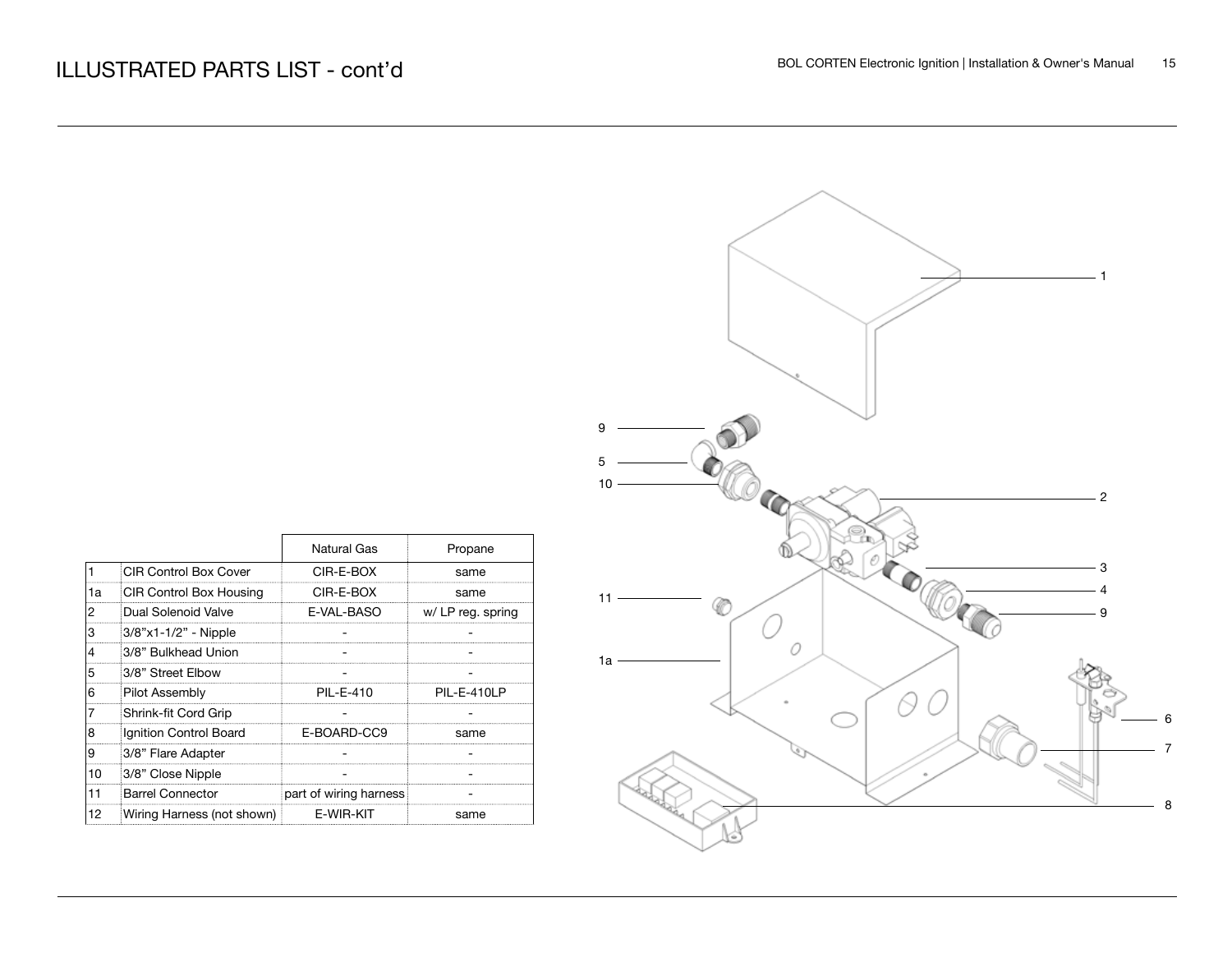# ILLUSTRATED PARTS LIST - cont'd

| | | Natural Gas | Propane |
|---|---|---|---|
| 1 | CIR Control Box Cover | CIR-E-BOX | same |
| 1a | CIR Control Box Housing | CIR-E-BOX | same |
| 2 | Dual Solenoid Valve | E-VAL-BASO | w/ LP reg. spring |
| 3 | 3/8"x1-1/2" - Nipple | - | - |
| 4 | 3/8" Bulkhead Union | - | - |
| 5 | 3/8" Street Elbow | - | - |
| 6 | Pilot Assembly | PIL-E-410 | PIL-E-410LP |
| 7 | Shrink-fit Cord Grip | - | - |
| 8 | Ignition Control Board | E-BOARD-CC9 | same |
| 9 | 3/8" Flare Adapter | - | - |
| 10 | 3/8" Close Nipple | - | - |
| 11 | Barrel Connector | part of wiring harness | - |
| 12 | Wiring Harness (not shown) | E-WIR-KIT | same |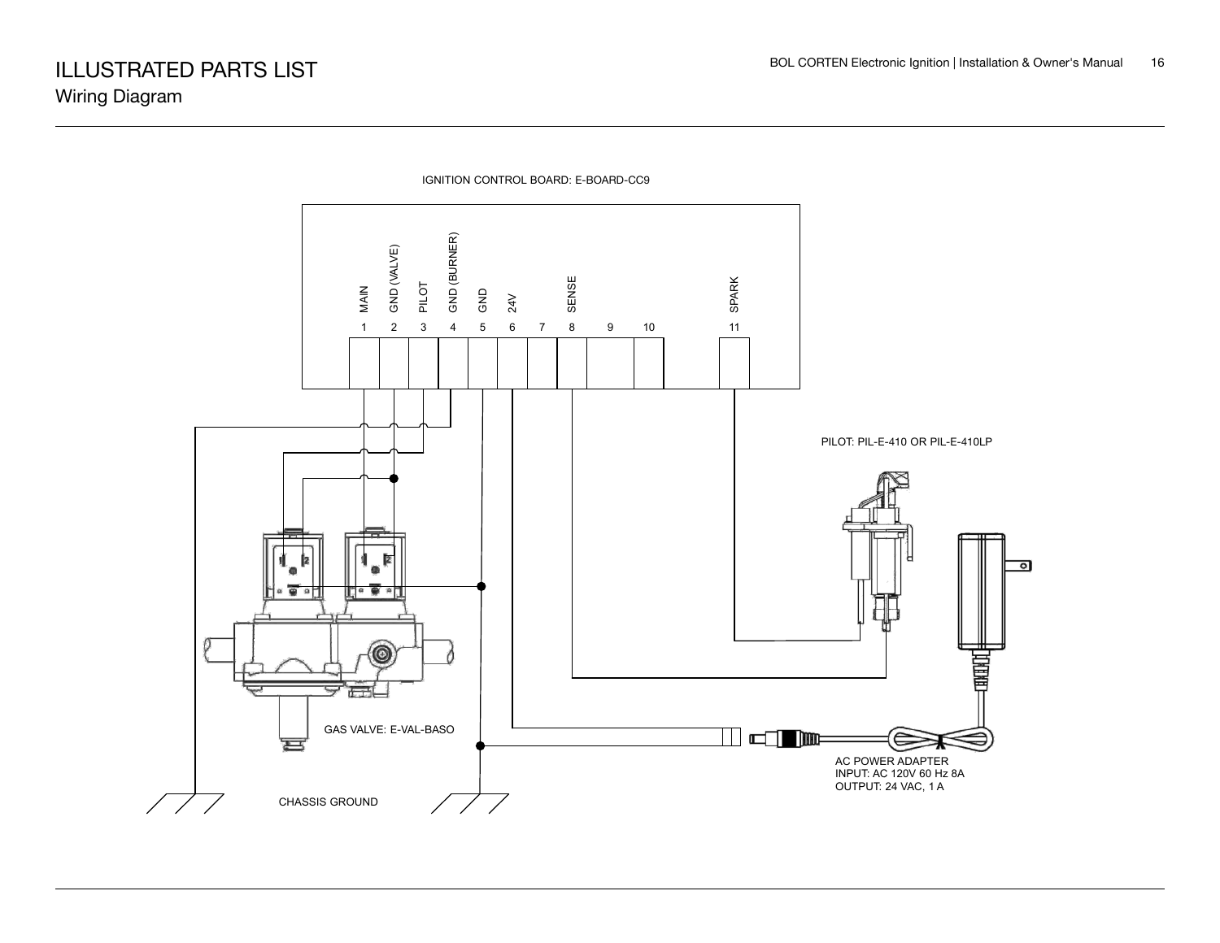# ILLUSTRATED PARTS LIST

## Wiring Diagram

IGNITION CONTROL BOARD: E-BOARD-CC9

| 1 | 2 | 3 | 4 | 5 | 6 | 7 | 8 | 9 | 10 | 11 |
|---|---|---|---|---|---|---|---|---|---|---|
| MAIN | GND (VALVE) | PILOT | GND (BURNER) | GND | 24V | | SENSE | | | SPARK |

PILOT: PIL-E-410 OR PIL-E-410LP

GAS VALVE: E-VAL-BASO

AC POWER ADAPTER
INPUT: AC 120V 60 Hz 8A
OUTPUT: 24 VAC, 1 A

CHASSIS GROUND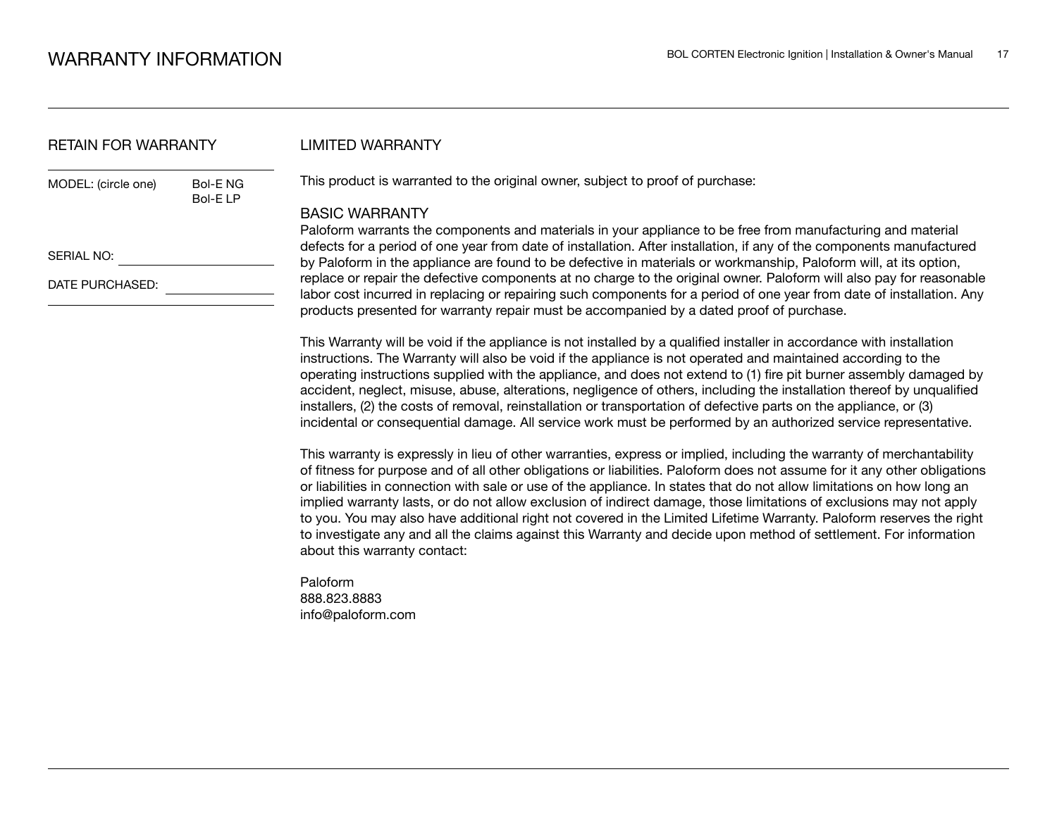# WARRANTY INFORMATION

## RETAIN FOR WARRANTY

MODEL: (circle one) Bol-E NG
Bol-E LP

SERIAL NO: ____________________

DATE PURCHASED: ____________________

## LIMITED WARRANTY

This product is warranted to the original owner, subject to proof of purchase:

### BASIC WARRANTY

Paloform warrants the components and materials in your appliance to be free from manufacturing and material defects for a period of one year from date of installation. After installation, if any of the components manufactured by Paloform in the appliance are found to be defective in materials or workmanship, Paloform will, at its option, replace or repair the defective components at no charge to the original owner. Paloform will also pay for reasonable labor cost incurred in replacing or repairing such components for a period of one year from date of installation. Any products presented for warranty repair must be accompanied by a dated proof of purchase.

This Warranty will be void if the appliance is not installed by a qualified installer in accordance with installation instructions. The Warranty will also be void if the appliance is not operated and maintained according to the operating instructions supplied with the appliance, and does not extend to (1) fire pit burner assembly damaged by accident, neglect, misuse, abuse, alterations, negligence of others, including the installation thereof by unqualified installers, (2) the costs of removal, reinstallation or transportation of defective parts on the appliance, or (3) incidental or consequential damage. All service work must be performed by an authorized service representative.

This warranty is expressly in lieu of other warranties, express or implied, including the warranty of merchantability of fitness for purpose and of all other obligations or liabilities. Paloform does not assume for it any other obligations or liabilities in connection with sale or use of the appliance. In states that do not allow limitations on how long an implied warranty lasts, or do not allow exclusion of indirect damage, those limitations of exclusions may not apply to you. You may also have additional right not covered in the Limited Lifetime Warranty. Paloform reserves the right to investigate any and all the claims against this Warranty and decide upon method of settlement. For information about this warranty contact:

Paloform
888.823.8883
info@paloform.com